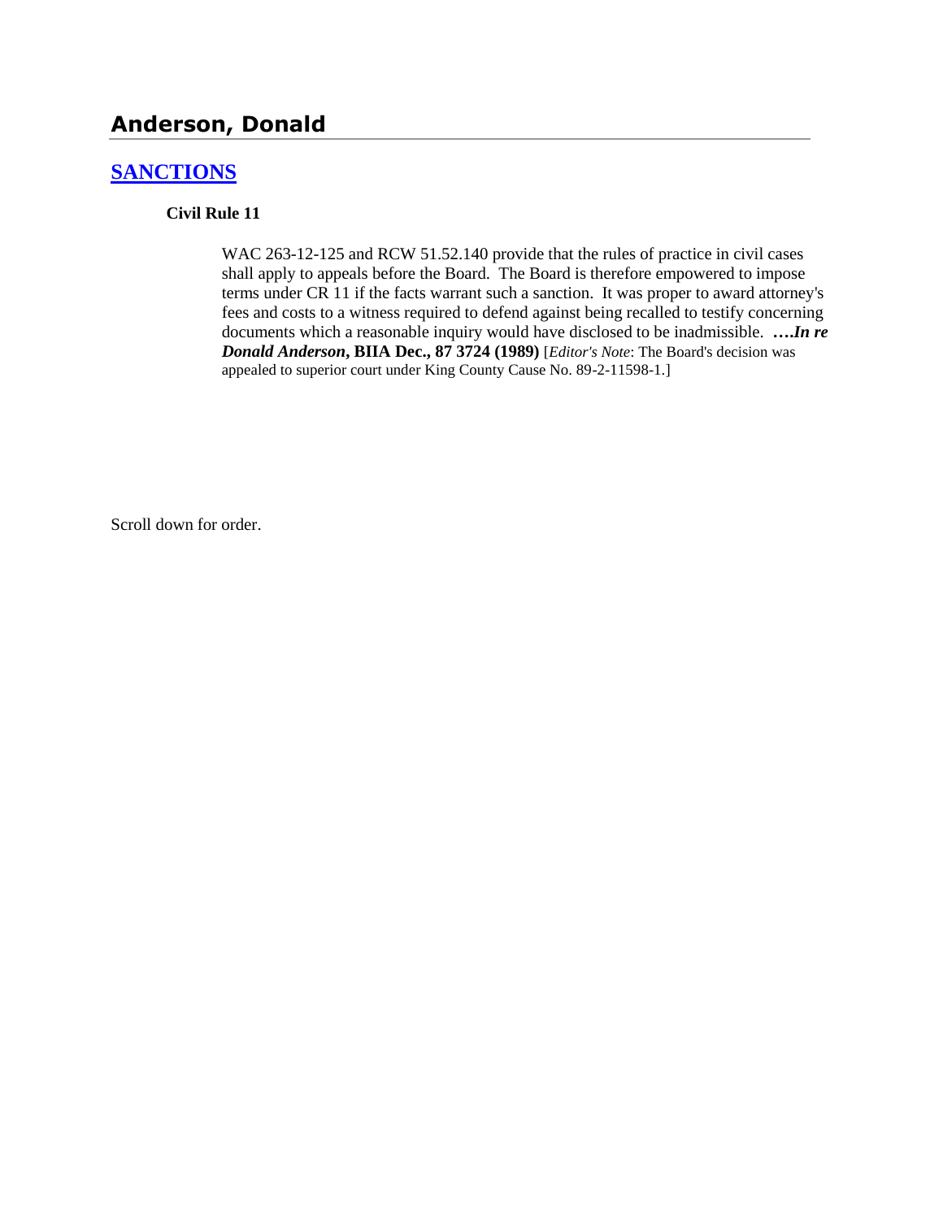# Anderson, Donald

## [SANCTIONS]

### Civil Rule 11

WAC 263-12-125 and RCW 51.52.140 provide that the rules of practice in civil cases shall apply to appeals before the Board. The Board is therefore empowered to impose terms under CR 11 if the facts warrant such a sanction. It was proper to award attorney's fees and costs to a witness required to defend against being recalled to testify concerning documents which a reasonable inquiry would have disclosed to be inadmissible. ***….In re Donald Anderson*, BIIA Dec., 87 3724 (1989)** [*Editor's Note*: The Board's decision was appealed to superior court under King County Cause No. 89-2-11598-1.]

Scroll down for order.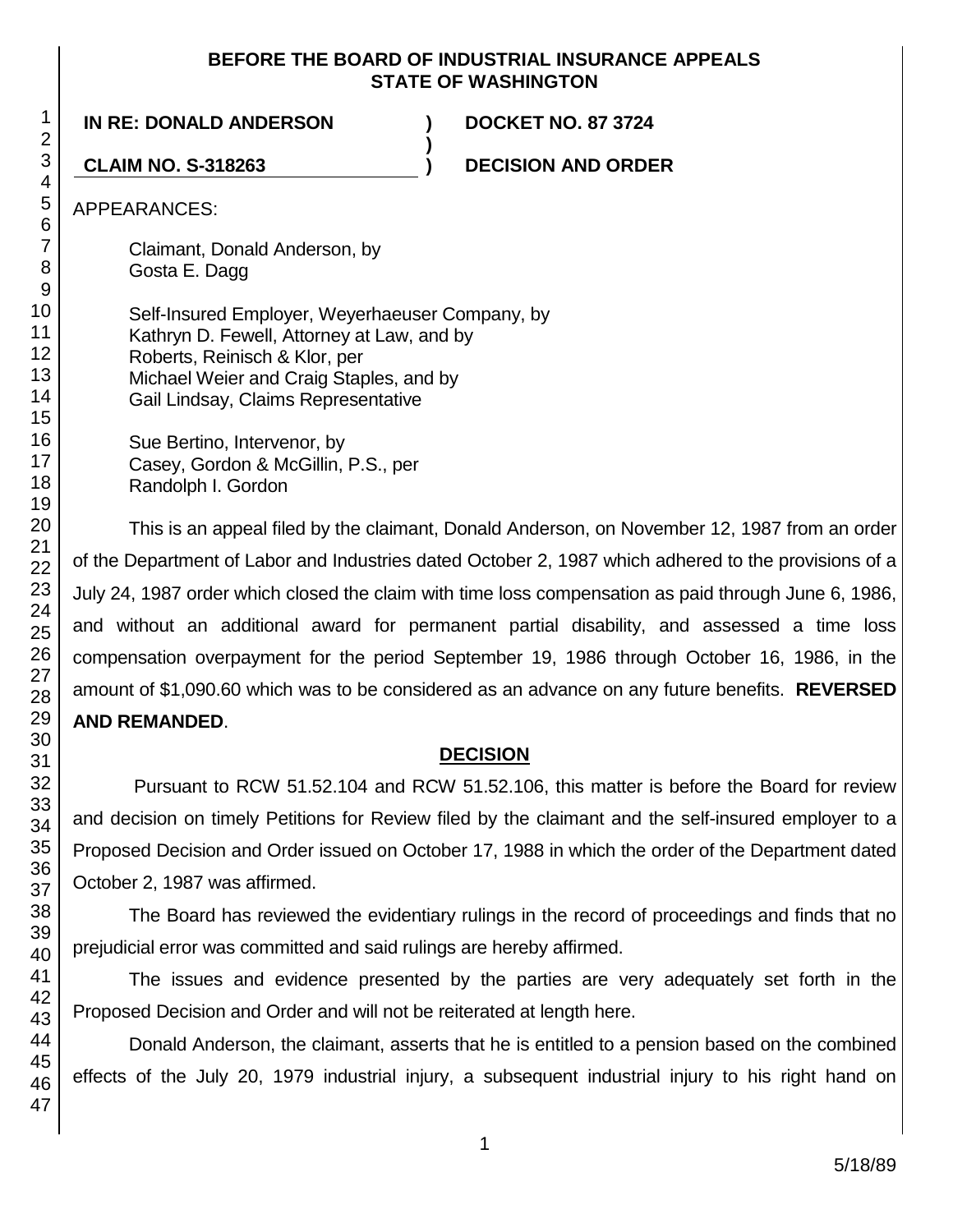**BEFORE THE BOARD OF INDUSTRIAL INSURANCE APPEALS**
**STATE OF WASHINGTON**

| | | |
|---|---|---|
| **IN RE: DONALD ANDERSON** | **)** | **DOCKET NO. 87 3724** |
| | **)** | |
| **CLAIM NO. S-318263** | **)** | **DECISION AND ORDER** |

APPEARANCES:

Claimant, Donald Anderson, by
Gosta E. Dagg

Self-Insured Employer, Weyerhaeuser Company, by
Kathryn D. Fewell, Attorney at Law, and by
Roberts, Reinisch & Klor, per
Michael Weier and Craig Staples, and by
Gail Lindsay, Claims Representative

Sue Bertino, Intervenor, by
Casey, Gordon & McGillin, P.S., per
Randolph I. Gordon

This is an appeal filed by the claimant, Donald Anderson, on November 12, 1987 from an order of the Department of Labor and Industries dated October 2, 1987 which adhered to the provisions of a July 24, 1987 order which closed the claim with time loss compensation as paid through June 6, 1986, and without an additional award for permanent partial disability, and assessed a time loss compensation overpayment for the period September 19, 1986 through October 16, 1986, in the amount of $1,090.60 which was to be considered as an advance on any future benefits. **REVERSED AND REMANDED**.

## DECISION

Pursuant to RCW 51.52.104 and RCW 51.52.106, this matter is before the Board for review and decision on timely Petitions for Review filed by the claimant and the self-insured employer to a Proposed Decision and Order issued on October 17, 1988 in which the order of the Department dated October 2, 1987 was affirmed.

The Board has reviewed the evidentiary rulings in the record of proceedings and finds that no prejudicial error was committed and said rulings are hereby affirmed.

The issues and evidence presented by the parties are very adequately set forth in the Proposed Decision and Order and will not be reiterated at length here.

Donald Anderson, the claimant, asserts that he is entitled to a pension based on the combined effects of the July 20, 1979 industrial injury, a subsequent industrial injury to his right hand on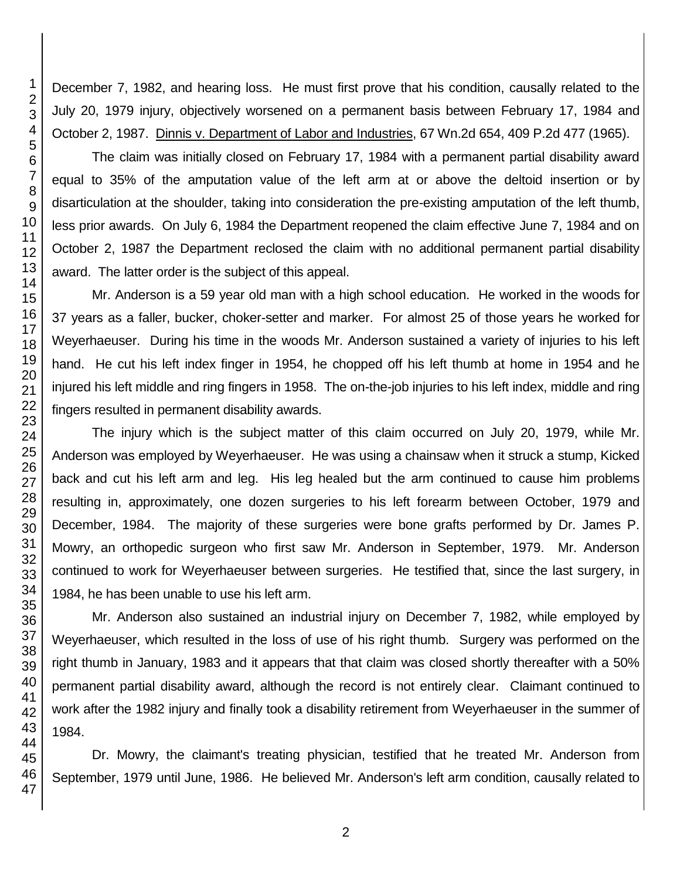December 7, 1982, and hearing loss. He must first prove that his condition, causally related to the July 20, 1979 injury, objectively worsened on a permanent basis between February 17, 1984 and October 2, 1987. Dinnis v. Department of Labor and Industries, 67 Wn.2d 654, 409 P.2d 477 (1965).

The claim was initially closed on February 17, 1984 with a permanent partial disability award equal to 35% of the amputation value of the left arm at or above the deltoid insertion or by disarticulation at the shoulder, taking into consideration the pre-existing amputation of the left thumb, less prior awards. On July 6, 1984 the Department reopened the claim effective June 7, 1984 and on October 2, 1987 the Department reclosed the claim with no additional permanent partial disability award. The latter order is the subject of this appeal.

Mr. Anderson is a 59 year old man with a high school education. He worked in the woods for 37 years as a faller, bucker, choker-setter and marker. For almost 25 of those years he worked for Weyerhaeuser. During his time in the woods Mr. Anderson sustained a variety of injuries to his left hand. He cut his left index finger in 1954, he chopped off his left thumb at home in 1954 and he injured his left middle and ring fingers in 1958. The on-the-job injuries to his left index, middle and ring fingers resulted in permanent disability awards.

The injury which is the subject matter of this claim occurred on July 20, 1979, while Mr. Anderson was employed by Weyerhaeuser. He was using a chainsaw when it struck a stump, Kicked back and cut his left arm and leg. His leg healed but the arm continued to cause him problems resulting in, approximately, one dozen surgeries to his left forearm between October, 1979 and December, 1984. The majority of these surgeries were bone grafts performed by Dr. James P. Mowry, an orthopedic surgeon who first saw Mr. Anderson in September, 1979. Mr. Anderson continued to work for Weyerhaeuser between surgeries. He testified that, since the last surgery, in 1984, he has been unable to use his left arm.

Mr. Anderson also sustained an industrial injury on December 7, 1982, while employed by Weyerhaeuser, which resulted in the loss of use of his right thumb. Surgery was performed on the right thumb in January, 1983 and it appears that that claim was closed shortly thereafter with a 50% permanent partial disability award, although the record is not entirely clear. Claimant continued to work after the 1982 injury and finally took a disability retirement from Weyerhaeuser in the summer of 1984.

Dr. Mowry, the claimant's treating physician, testified that he treated Mr. Anderson from September, 1979 until June, 1986. He believed Mr. Anderson's left arm condition, causally related to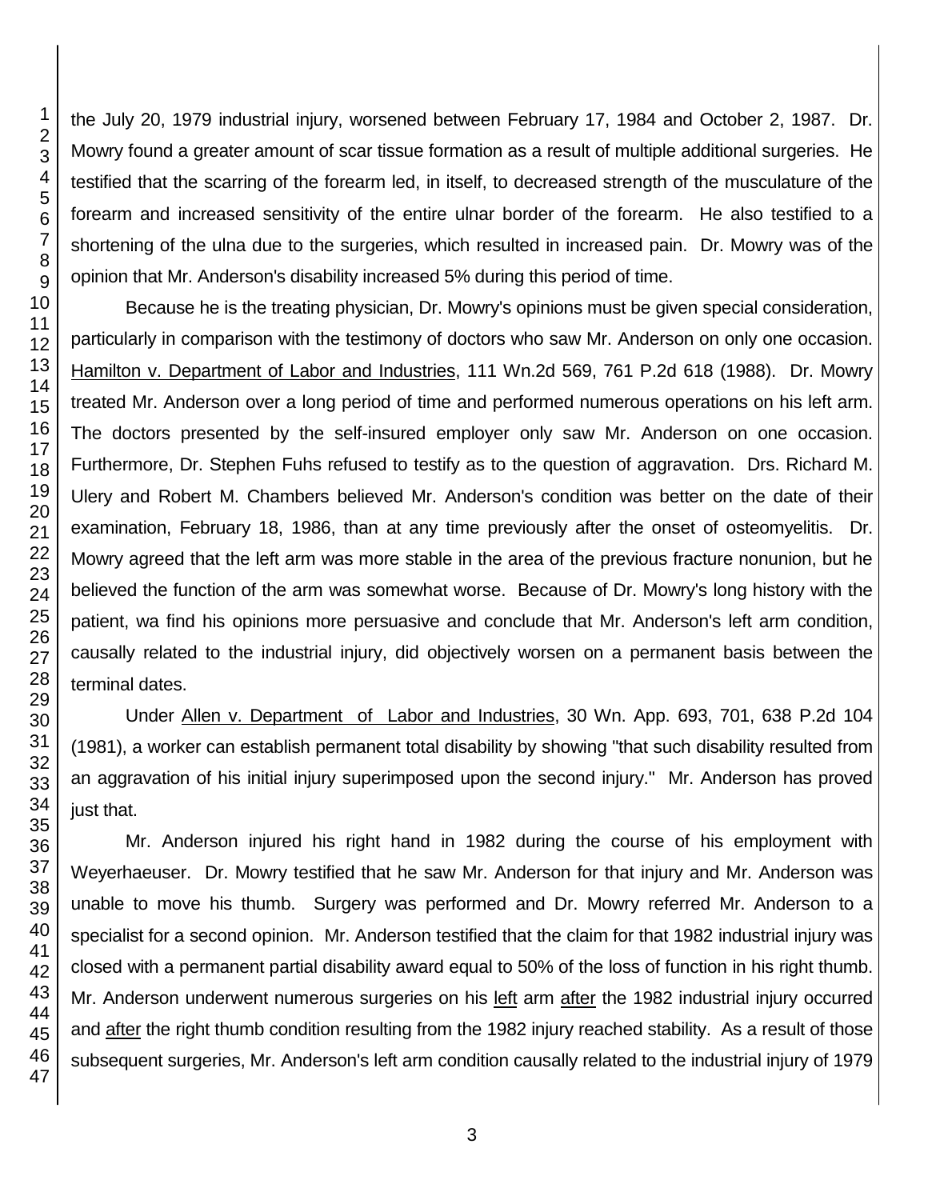the July 20, 1979 industrial injury, worsened between February 17, 1984 and October 2, 1987. Dr. Mowry found a greater amount of scar tissue formation as a result of multiple additional surgeries. He testified that the scarring of the forearm led, in itself, to decreased strength of the musculature of the forearm and increased sensitivity of the entire ulnar border of the forearm. He also testified to a shortening of the ulna due to the surgeries, which resulted in increased pain. Dr. Mowry was of the opinion that Mr. Anderson's disability increased 5% during this period of time.

Because he is the treating physician, Dr. Mowry's opinions must be given special consideration, particularly in comparison with the testimony of doctors who saw Mr. Anderson on only one occasion. Hamilton v. Department of Labor and Industries, 111 Wn.2d 569, 761 P.2d 618 (1988). Dr. Mowry treated Mr. Anderson over a long period of time and performed numerous operations on his left arm. The doctors presented by the self-insured employer only saw Mr. Anderson on one occasion. Furthermore, Dr. Stephen Fuhs refused to testify as to the question of aggravation. Drs. Richard M. Ulery and Robert M. Chambers believed Mr. Anderson's condition was better on the date of their examination, February 18, 1986, than at any time previously after the onset of osteomyelitis. Dr. Mowry agreed that the left arm was more stable in the area of the previous fracture nonunion, but he believed the function of the arm was somewhat worse. Because of Dr. Mowry's long history with the patient, wa find his opinions more persuasive and conclude that Mr. Anderson's left arm condition, causally related to the industrial injury, did objectively worsen on a permanent basis between the terminal dates.

Under Allen v. Department of Labor and Industries, 30 Wn. App. 693, 701, 638 P.2d 104 (1981), a worker can establish permanent total disability by showing "that such disability resulted from an aggravation of his initial injury superimposed upon the second injury." Mr. Anderson has proved just that.

Mr. Anderson injured his right hand in 1982 during the course of his employment with Weyerhaeuser. Dr. Mowry testified that he saw Mr. Anderson for that injury and Mr. Anderson was unable to move his thumb. Surgery was performed and Dr. Mowry referred Mr. Anderson to a specialist for a second opinion. Mr. Anderson testified that the claim for that 1982 industrial injury was closed with a permanent partial disability award equal to 50% of the loss of function in his right thumb. Mr. Anderson underwent numerous surgeries on his left arm after the 1982 industrial injury occurred and after the right thumb condition resulting from the 1982 injury reached stability. As a result of those subsequent surgeries, Mr. Anderson's left arm condition causally related to the industrial injury of 1979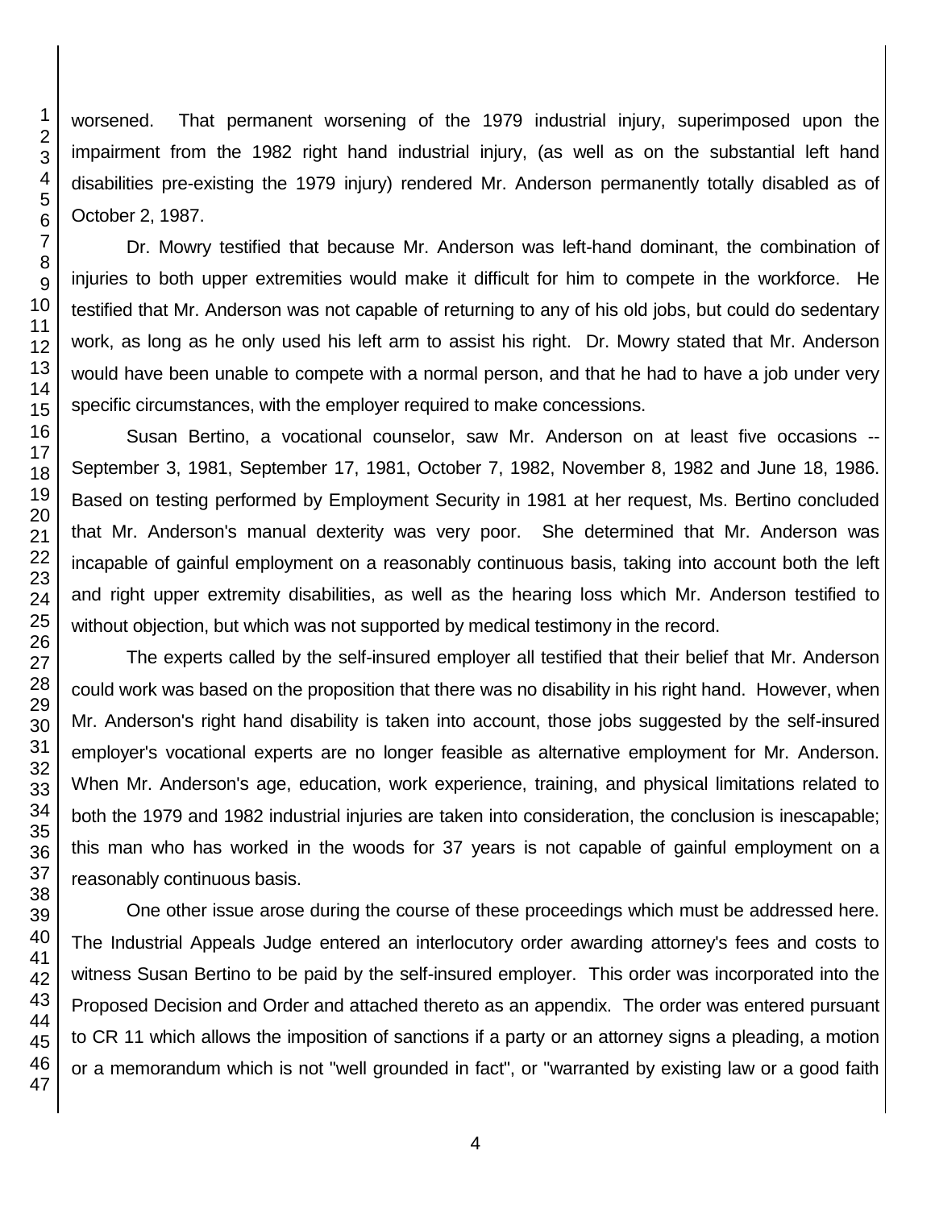worsened. That permanent worsening of the 1979 industrial injury, superimposed upon the impairment from the 1982 right hand industrial injury, (as well as on the substantial left hand disabilities pre-existing the 1979 injury) rendered Mr. Anderson permanently totally disabled as of October 2, 1987.

Dr. Mowry testified that because Mr. Anderson was left-hand dominant, the combination of injuries to both upper extremities would make it difficult for him to compete in the workforce. He testified that Mr. Anderson was not capable of returning to any of his old jobs, but could do sedentary work, as long as he only used his left arm to assist his right. Dr. Mowry stated that Mr. Anderson would have been unable to compete with a normal person, and that he had to have a job under very specific circumstances, with the employer required to make concessions.

Susan Bertino, a vocational counselor, saw Mr. Anderson on at least five occasions -- September 3, 1981, September 17, 1981, October 7, 1982, November 8, 1982 and June 18, 1986. Based on testing performed by Employment Security in 1981 at her request, Ms. Bertino concluded that Mr. Anderson's manual dexterity was very poor. She determined that Mr. Anderson was incapable of gainful employment on a reasonably continuous basis, taking into account both the left and right upper extremity disabilities, as well as the hearing loss which Mr. Anderson testified to without objection, but which was not supported by medical testimony in the record.

The experts called by the self-insured employer all testified that their belief that Mr. Anderson could work was based on the proposition that there was no disability in his right hand. However, when Mr. Anderson's right hand disability is taken into account, those jobs suggested by the self-insured employer's vocational experts are no longer feasible as alternative employment for Mr. Anderson. When Mr. Anderson's age, education, work experience, training, and physical limitations related to both the 1979 and 1982 industrial injuries are taken into consideration, the conclusion is inescapable; this man who has worked in the woods for 37 years is not capable of gainful employment on a reasonably continuous basis.

One other issue arose during the course of these proceedings which must be addressed here. The Industrial Appeals Judge entered an interlocutory order awarding attorney's fees and costs to witness Susan Bertino to be paid by the self-insured employer. This order was incorporated into the Proposed Decision and Order and attached thereto as an appendix. The order was entered pursuant to CR 11 which allows the imposition of sanctions if a party or an attorney signs a pleading, a motion or a memorandum which is not "well grounded in fact", or "warranted by existing law or a good faith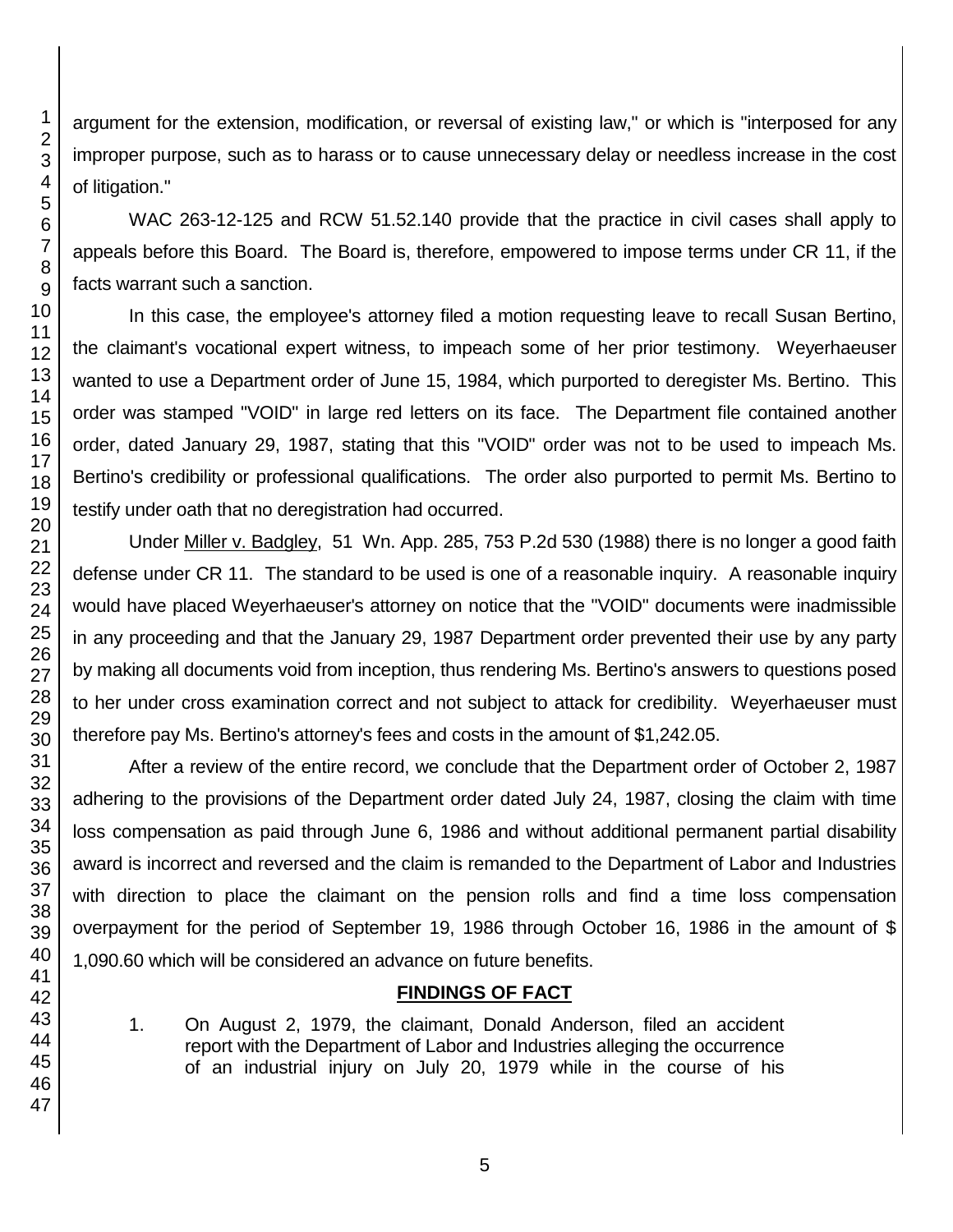argument for the extension, modification, or reversal of existing law," or which is "interposed for any improper purpose, such as to harass or to cause unnecessary delay or needless increase in the cost of litigation."

WAC 263-12-125 and RCW 51.52.140 provide that the practice in civil cases shall apply to appeals before this Board. The Board is, therefore, empowered to impose terms under CR 11, if the facts warrant such a sanction.

In this case, the employee's attorney filed a motion requesting leave to recall Susan Bertino, the claimant's vocational expert witness, to impeach some of her prior testimony. Weyerhaeuser wanted to use a Department order of June 15, 1984, which purported to deregister Ms. Bertino. This order was stamped "VOID" in large red letters on its face. The Department file contained another order, dated January 29, 1987, stating that this "VOID" order was not to be used to impeach Ms. Bertino's credibility or professional qualifications. The order also purported to permit Ms. Bertino to testify under oath that no deregistration had occurred.

Under Miller v. Badgley, 51 Wn. App. 285, 753 P.2d 530 (1988) there is no longer a good faith defense under CR 11. The standard to be used is one of a reasonable inquiry. A reasonable inquiry would have placed Weyerhaeuser's attorney on notice that the "VOID" documents were inadmissible in any proceeding and that the January 29, 1987 Department order prevented their use by any party by making all documents void from inception, thus rendering Ms. Bertino's answers to questions posed to her under cross examination correct and not subject to attack for credibility. Weyerhaeuser must therefore pay Ms. Bertino's attorney's fees and costs in the amount of $1,242.05.

After a review of the entire record, we conclude that the Department order of October 2, 1987 adhering to the provisions of the Department order dated July 24, 1987, closing the claim with time loss compensation as paid through June 6, 1986 and without additional permanent partial disability award is incorrect and reversed and the claim is remanded to the Department of Labor and Industries with direction to place the claimant on the pension rolls and find a time loss compensation overpayment for the period of September 19, 1986 through October 16, 1986 in the amount of $ 1,090.60 which will be considered an advance on future benefits.

## FINDINGS OF FACT

1. On August 2, 1979, the claimant, Donald Anderson, filed an accident report with the Department of Labor and Industries alleging the occurrence of an industrial injury on July 20, 1979 while in the course of his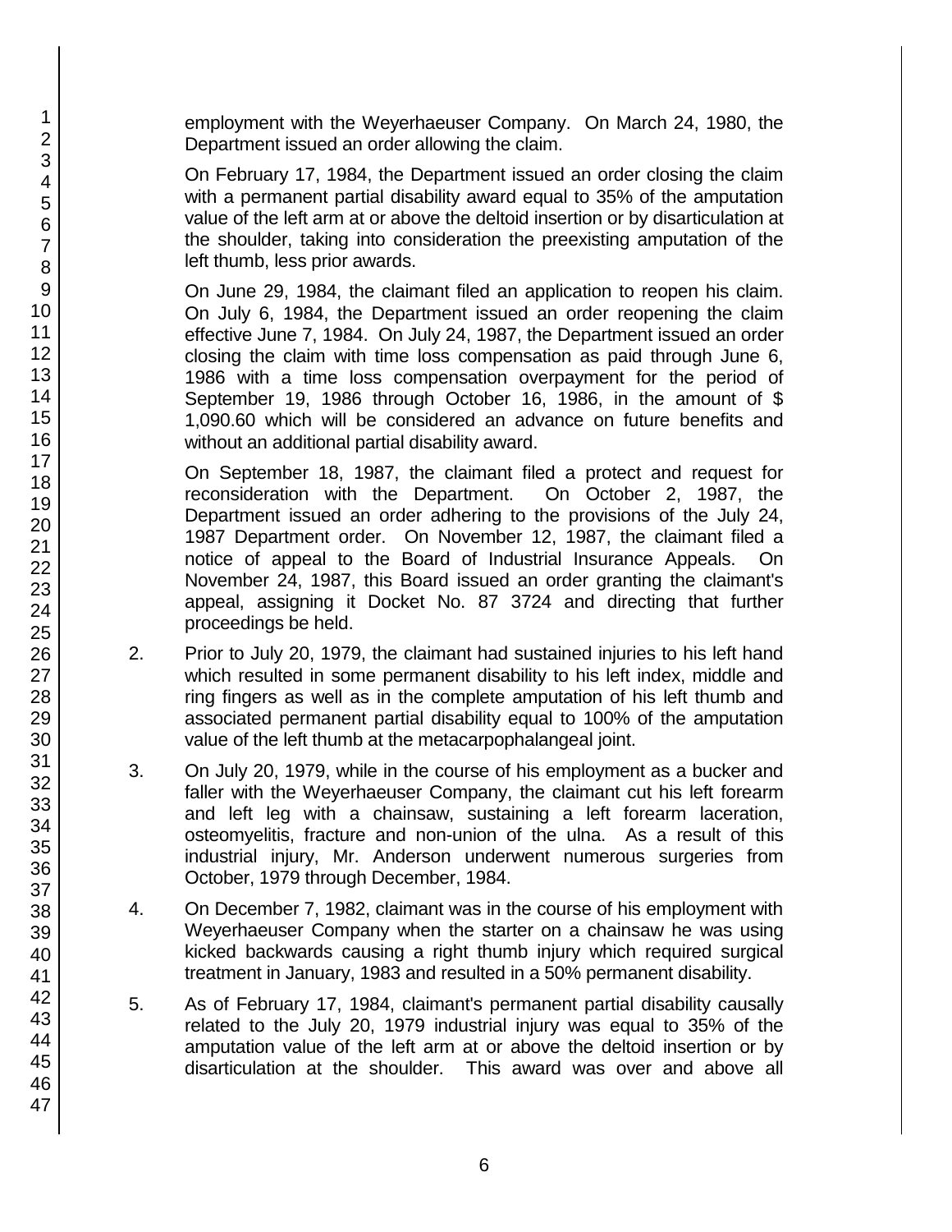employment with the Weyerhaeuser Company. On March 24, 1980, the Department issued an order allowing the claim.

On February 17, 1984, the Department issued an order closing the claim with a permanent partial disability award equal to 35% of the amputation value of the left arm at or above the deltoid insertion or by disarticulation at the shoulder, taking into consideration the preexisting amputation of the left thumb, less prior awards.

On June 29, 1984, the claimant filed an application to reopen his claim. On July 6, 1984, the Department issued an order reopening the claim effective June 7, 1984. On July 24, 1987, the Department issued an order closing the claim with time loss compensation as paid through June 6, 1986 with a time loss compensation overpayment for the period of September 19, 1986 through October 16, 1986, in the amount of $ 1,090.60 which will be considered an advance on future benefits and without an additional partial disability award.

On September 18, 1987, the claimant filed a protect and request for reconsideration with the Department. On October 2, 1987, the Department issued an order adhering to the provisions of the July 24, 1987 Department order. On November 12, 1987, the claimant filed a notice of appeal to the Board of Industrial Insurance Appeals. On November 24, 1987, this Board issued an order granting the claimant's appeal, assigning it Docket No. 87 3724 and directing that further proceedings be held.

2. Prior to July 20, 1979, the claimant had sustained injuries to his left hand which resulted in some permanent disability to his left index, middle and ring fingers as well as in the complete amputation of his left thumb and associated permanent partial disability equal to 100% of the amputation value of the left thumb at the metacarpophalangeal joint.

3. On July 20, 1979, while in the course of his employment as a bucker and faller with the Weyerhaeuser Company, the claimant cut his left forearm and left leg with a chainsaw, sustaining a left forearm laceration, osteomyelitis, fracture and non-union of the ulna. As a result of this industrial injury, Mr. Anderson underwent numerous surgeries from October, 1979 through December, 1984.

4. On December 7, 1982, claimant was in the course of his employment with Weyerhaeuser Company when the starter on a chainsaw he was using kicked backwards causing a right thumb injury which required surgical treatment in January, 1983 and resulted in a 50% permanent disability.

5. As of February 17, 1984, claimant's permanent partial disability causally related to the July 20, 1979 industrial injury was equal to 35% of the amputation value of the left arm at or above the deltoid insertion or by disarticulation at the shoulder. This award was over and above all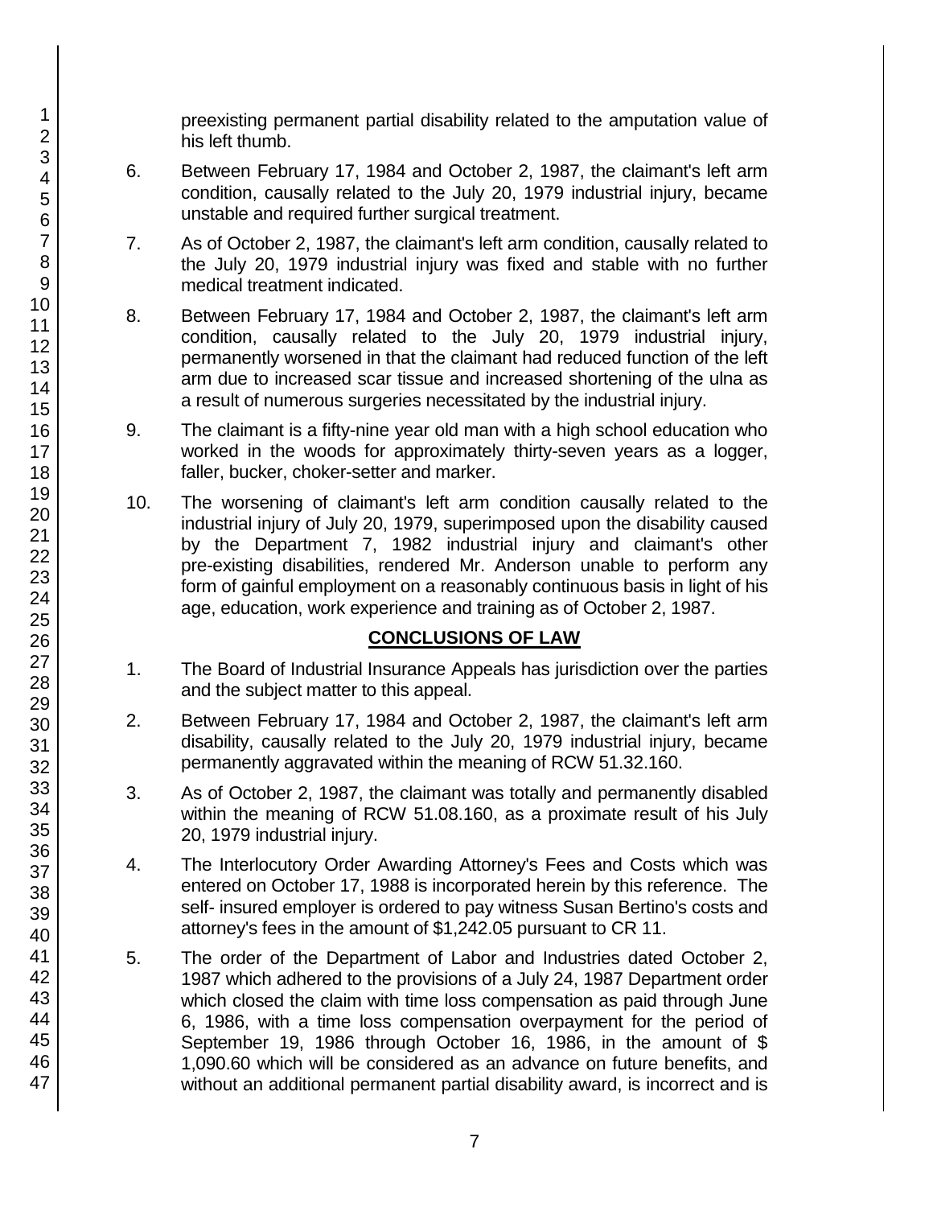preexisting permanent partial disability related to the amputation value of his left thumb.

6. Between February 17, 1984 and October 2, 1987, the claimant's left arm condition, causally related to the July 20, 1979 industrial injury, became unstable and required further surgical treatment.

7. As of October 2, 1987, the claimant's left arm condition, causally related to the July 20, 1979 industrial injury was fixed and stable with no further medical treatment indicated.

8. Between February 17, 1984 and October 2, 1987, the claimant's left arm condition, causally related to the July 20, 1979 industrial injury, permanently worsened in that the claimant had reduced function of the left arm due to increased scar tissue and increased shortening of the ulna as a result of numerous surgeries necessitated by the industrial injury.

9. The claimant is a fifty-nine year old man with a high school education who worked in the woods for approximately thirty-seven years as a logger, faller, bucker, choker-setter and marker.

10. The worsening of claimant's left arm condition causally related to the industrial injury of July 20, 1979, superimposed upon the disability caused by the Department 7, 1982 industrial injury and claimant's other pre-existing disabilities, rendered Mr. Anderson unable to perform any form of gainful employment on a reasonably continuous basis in light of his age, education, work experience and training as of October 2, 1987.

## CONCLUSIONS OF LAW

1. The Board of Industrial Insurance Appeals has jurisdiction over the parties and the subject matter to this appeal.

2. Between February 17, 1984 and October 2, 1987, the claimant's left arm disability, causally related to the July 20, 1979 industrial injury, became permanently aggravated within the meaning of RCW 51.32.160.

3. As of October 2, 1987, the claimant was totally and permanently disabled within the meaning of RCW 51.08.160, as a proximate result of his July 20, 1979 industrial injury.

4. The Interlocutory Order Awarding Attorney's Fees and Costs which was entered on October 17, 1988 is incorporated herein by this reference. The self- insured employer is ordered to pay witness Susan Bertino's costs and attorney's fees in the amount of $1,242.05 pursuant to CR 11.

5. The order of the Department of Labor and Industries dated October 2, 1987 which adhered to the provisions of a July 24, 1987 Department order which closed the claim with time loss compensation as paid through June 6, 1986, with a time loss compensation overpayment for the period of September 19, 1986 through October 16, 1986, in the amount of $ 1,090.60 which will be considered as an advance on future benefits, and without an additional permanent partial disability award, is incorrect and is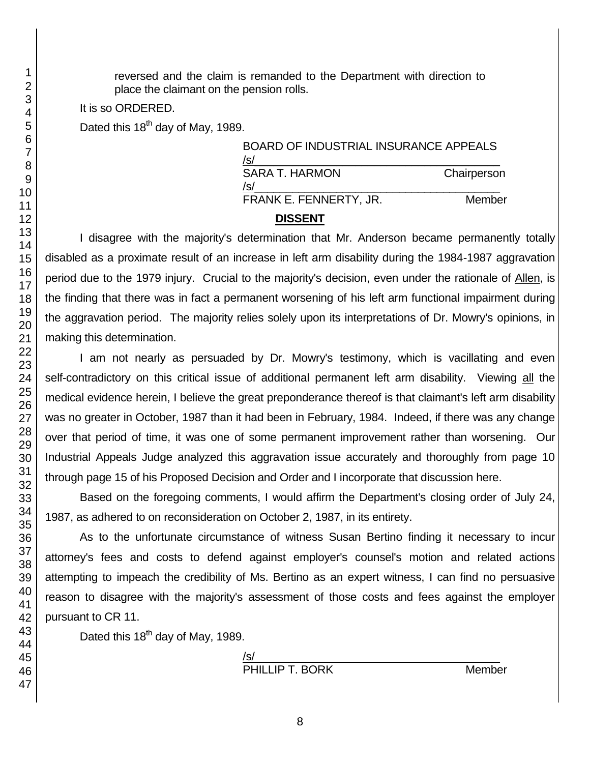reversed and the claim is remanded to the Department with direction to place the claimant on the pension rolls.

It is so ORDERED.

Dated this 18th day of May, 1989.

BOARD OF INDUSTRIAL INSURANCE APPEALS

/s/
SARA T. HARMON Chairperson

/s/
FRANK E. FENNERTY, JR. Member

## DISSENT

I disagree with the majority's determination that Mr. Anderson became permanently totally disabled as a proximate result of an increase in left arm disability during the 1984-1987 aggravation period due to the 1979 injury. Crucial to the majority's decision, even under the rationale of Allen, is the finding that there was in fact a permanent worsening of his left arm functional impairment during the aggravation period. The majority relies solely upon its interpretations of Dr. Mowry's opinions, in making this determination.

I am not nearly as persuaded by Dr. Mowry's testimony, which is vacillating and even self-contradictory on this critical issue of additional permanent left arm disability. Viewing all the medical evidence herein, I believe the great preponderance thereof is that claimant's left arm disability was no greater in October, 1987 than it had been in February, 1984. Indeed, if there was any change over that period of time, it was one of some permanent improvement rather than worsening. Our Industrial Appeals Judge analyzed this aggravation issue accurately and thoroughly from page 10 through page 15 of his Proposed Decision and Order and I incorporate that discussion here.

Based on the foregoing comments, I would affirm the Department's closing order of July 24, 1987, as adhered to on reconsideration on October 2, 1987, in its entirety.

As to the unfortunate circumstance of witness Susan Bertino finding it necessary to incur attorney's fees and costs to defend against employer's counsel's motion and related actions attempting to impeach the credibility of Ms. Bertino as an expert witness, I can find no persuasive reason to disagree with the majority's assessment of those costs and fees against the employer pursuant to CR 11.

Dated this 18th day of May, 1989.

/s/
PHILLIP T. BORK Member